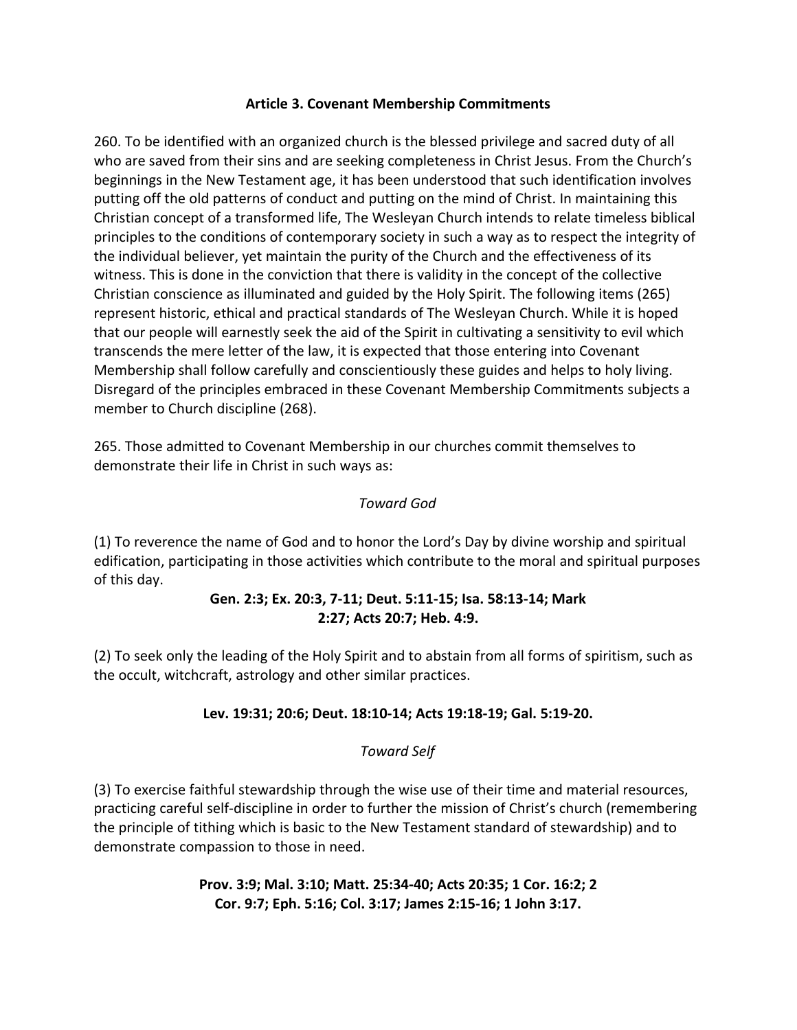## Article 3. Covenant Membership Commitments

260. To be identified with an organized church is the blessed privilege and sacred duty of all who are saved from their sins and are seeking completeness in Christ Jesus. From the Church's beginnings in the New Testament age, it has been understood that such identification involves putting off the old patterns of conduct and putting on the mind of Christ. In maintaining this Christian concept of a transformed life, The Wesleyan Church intends to relate timeless biblical principles to the conditions of contemporary society in such a way as to respect the integrity of the individual believer, yet maintain the purity of the Church and the effectiveness of its witness. This is done in the conviction that there is validity in the concept of the collective Christian conscience as illuminated and guided by the Holy Spirit. The following items (265) represent historic, ethical and practical standards of The Wesleyan Church. While it is hoped that our people will earnestly seek the aid of the Spirit in cultivating a sensitivity to evil which transcends the mere letter of the law, it is expected that those entering into Covenant Membership shall follow carefully and conscientiously these guides and helps to holy living. Disregard of the principles embraced in these Covenant Membership Commitments subjects a member to Church discipline (268).

265. Those admitted to Covenant Membership in our churches commit themselves to demonstrate their life in Christ in such ways as:

*Toward God*

(1) To reverence the name of God and to honor the Lord's Day by divine worship and spiritual edification, participating in those activities which contribute to the moral and spiritual purposes of this day.

**Gen. 2:3; Ex. 20:3, 7-11; Deut. 5:11-15; Isa. 58:13-14; Mark 2:27; Acts 20:7; Heb. 4:9.**

(2) To seek only the leading of the Holy Spirit and to abstain from all forms of spiritism, such as the occult, witchcraft, astrology and other similar practices.

**Lev. 19:31; 20:6; Deut. 18:10-14; Acts 19:18-19; Gal. 5:19-20.**

*Toward Self*

(3) To exercise faithful stewardship through the wise use of their time and material resources, practicing careful self-discipline in order to further the mission of Christ's church (remembering the principle of tithing which is basic to the New Testament standard of stewardship) and to demonstrate compassion to those in need.

**Prov. 3:9; Mal. 3:10; Matt. 25:34-40; Acts 20:35; 1 Cor. 16:2; 2 Cor. 9:7; Eph. 5:16; Col. 3:17; James 2:15-16; 1 John 3:17.**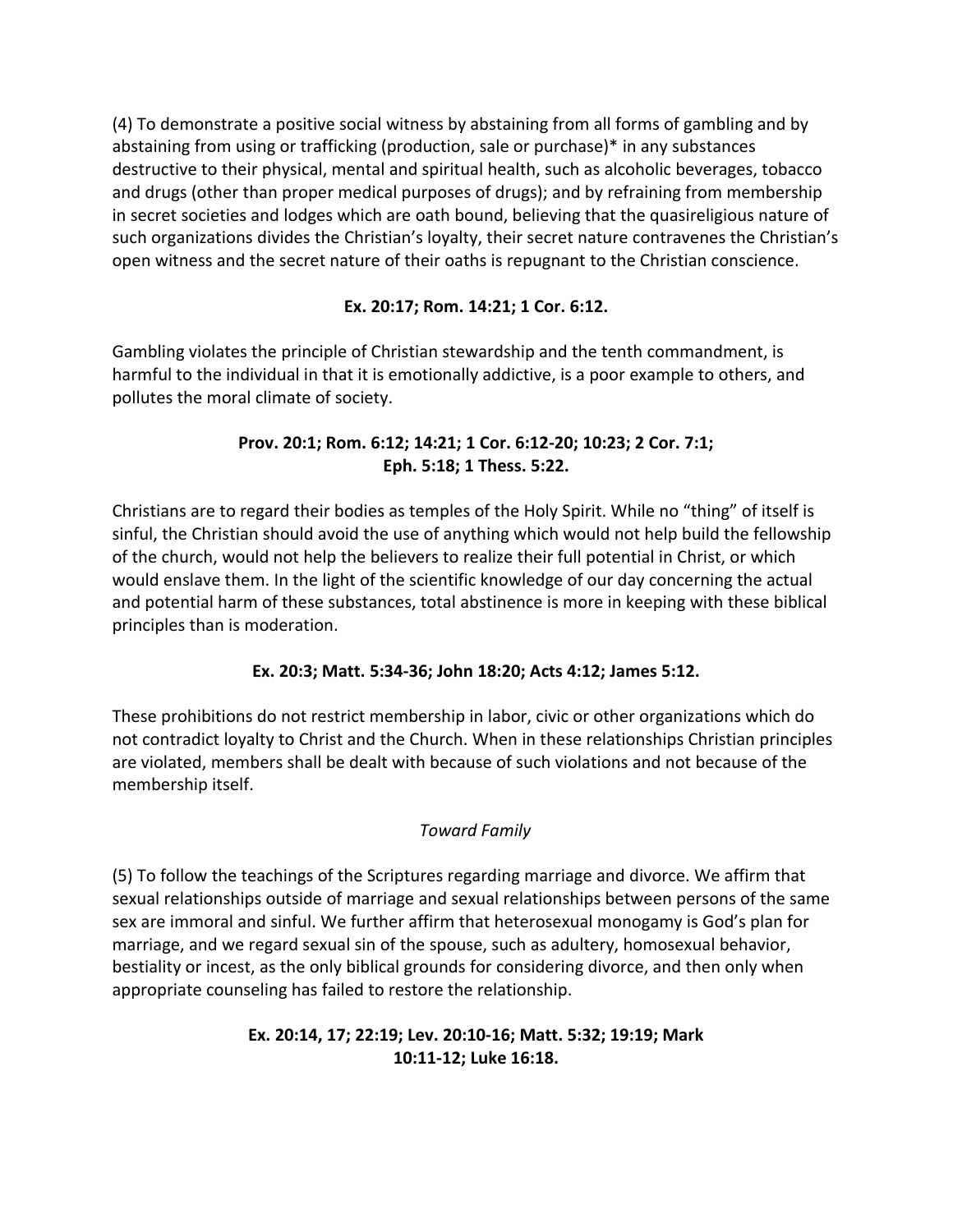(4) To demonstrate a positive social witness by abstaining from all forms of gambling and by abstaining from using or trafficking (production, sale or purchase)* in any substances destructive to their physical, mental and spiritual health, such as alcoholic beverages, tobacco and drugs (other than proper medical purposes of drugs); and by refraining from membership in secret societies and lodges which are oath bound, believing that the quasireligious nature of such organizations divides the Christian's loyalty, their secret nature contravenes the Christian's open witness and the secret nature of their oaths is repugnant to the Christian conscience.

**Ex. 20:17; Rom. 14:21; 1 Cor. 6:12.**

Gambling violates the principle of Christian stewardship and the tenth commandment, is harmful to the individual in that it is emotionally addictive, is a poor example to others, and pollutes the moral climate of society.

**Prov. 20:1; Rom. 6:12; 14:21; 1 Cor. 6:12-20; 10:23; 2 Cor. 7:1; Eph. 5:18; 1 Thess. 5:22.**

Christians are to regard their bodies as temples of the Holy Spirit. While no "thing" of itself is sinful, the Christian should avoid the use of anything which would not help build the fellowship of the church, would not help the believers to realize their full potential in Christ, or which would enslave them. In the light of the scientific knowledge of our day concerning the actual and potential harm of these substances, total abstinence is more in keeping with these biblical principles than is moderation.

**Ex. 20:3; Matt. 5:34-36; John 18:20; Acts 4:12; James 5:12.**

These prohibitions do not restrict membership in labor, civic or other organizations which do not contradict loyalty to Christ and the Church. When in these relationships Christian principles are violated, members shall be dealt with because of such violations and not because of the membership itself.

*Toward Family*

(5) To follow the teachings of the Scriptures regarding marriage and divorce. We affirm that sexual relationships outside of marriage and sexual relationships between persons of the same sex are immoral and sinful. We further affirm that heterosexual monogamy is God's plan for marriage, and we regard sexual sin of the spouse, such as adultery, homosexual behavior, bestiality or incest, as the only biblical grounds for considering divorce, and then only when appropriate counseling has failed to restore the relationship.

**Ex. 20:14, 17; 22:19; Lev. 20:10-16; Matt. 5:32; 19:19; Mark 10:11-12; Luke 16:18.**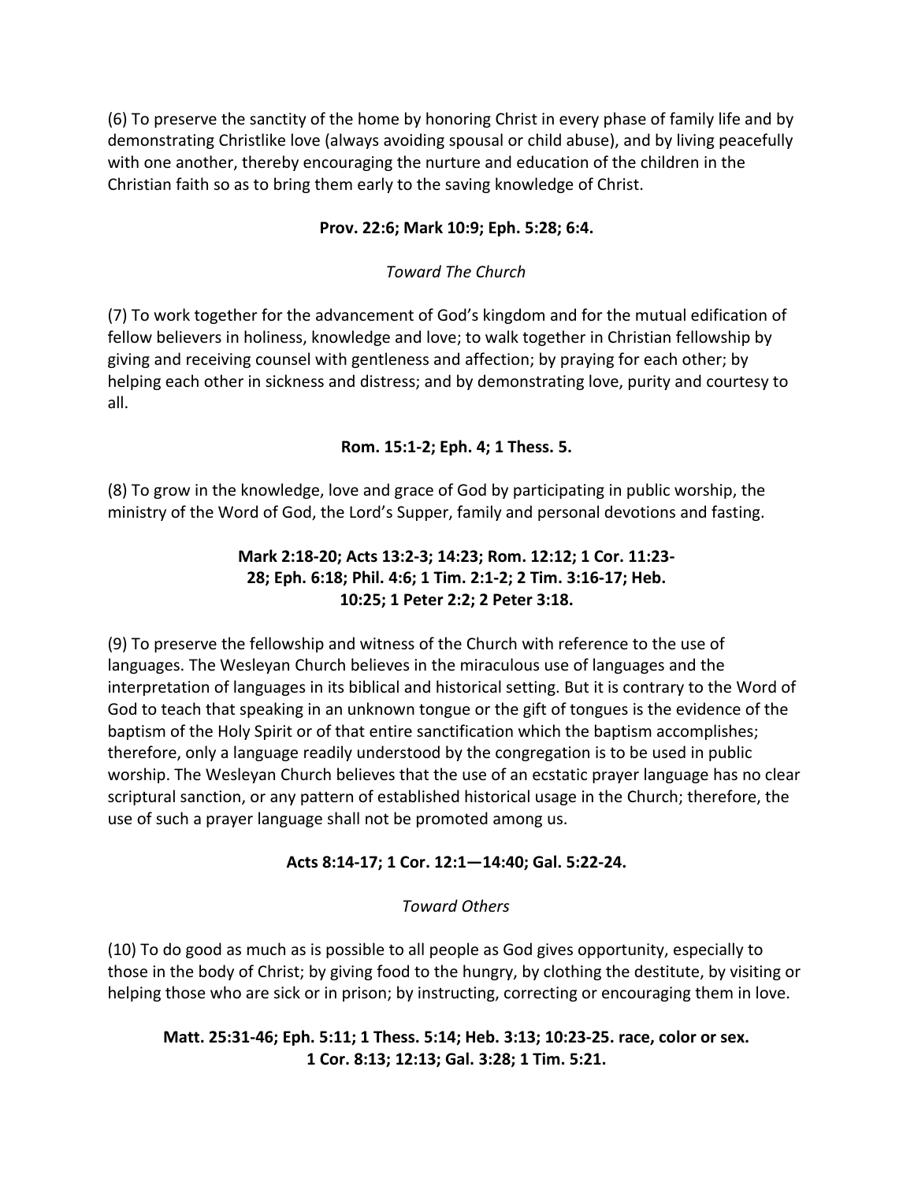(6) To preserve the sanctity of the home by honoring Christ in every phase of family life and by demonstrating Christlike love (always avoiding spousal or child abuse), and by living peacefully with one another, thereby encouraging the nurture and education of the children in the Christian faith so as to bring them early to the saving knowledge of Christ.

**Prov. 22:6; Mark 10:9; Eph. 5:28; 6:4.**

*Toward The Church*

(7) To work together for the advancement of God's kingdom and for the mutual edification of fellow believers in holiness, knowledge and love; to walk together in Christian fellowship by giving and receiving counsel with gentleness and affection; by praying for each other; by helping each other in sickness and distress; and by demonstrating love, purity and courtesy to all.

**Rom. 15:1-2; Eph. 4; 1 Thess. 5.**

(8) To grow in the knowledge, love and grace of God by participating in public worship, the ministry of the Word of God, the Lord's Supper, family and personal devotions and fasting.

**Mark 2:18-20; Acts 13:2-3; 14:23; Rom. 12:12; 1 Cor. 11:23-28; Eph. 6:18; Phil. 4:6; 1 Tim. 2:1-2; 2 Tim. 3:16-17; Heb. 10:25; 1 Peter 2:2; 2 Peter 3:18.**

(9) To preserve the fellowship and witness of the Church with reference to the use of languages. The Wesleyan Church believes in the miraculous use of languages and the interpretation of languages in its biblical and historical setting. But it is contrary to the Word of God to teach that speaking in an unknown tongue or the gift of tongues is the evidence of the baptism of the Holy Spirit or of that entire sanctification which the baptism accomplishes; therefore, only a language readily understood by the congregation is to be used in public worship. The Wesleyan Church believes that the use of an ecstatic prayer language has no clear scriptural sanction, or any pattern of established historical usage in the Church; therefore, the use of such a prayer language shall not be promoted among us.

**Acts 8:14-17; 1 Cor. 12:1—14:40; Gal. 5:22-24.**

*Toward Others*

(10) To do good as much as is possible to all people as God gives opportunity, especially to those in the body of Christ; by giving food to the hungry, by clothing the destitute, by visiting or helping those who are sick or in prison; by instructing, correcting or encouraging them in love.

**Matt. 25:31-46; Eph. 5:11; 1 Thess. 5:14; Heb. 3:13; 10:23-25. race, color or sex. 1 Cor. 8:13; 12:13; Gal. 3:28; 1 Tim. 5:21.**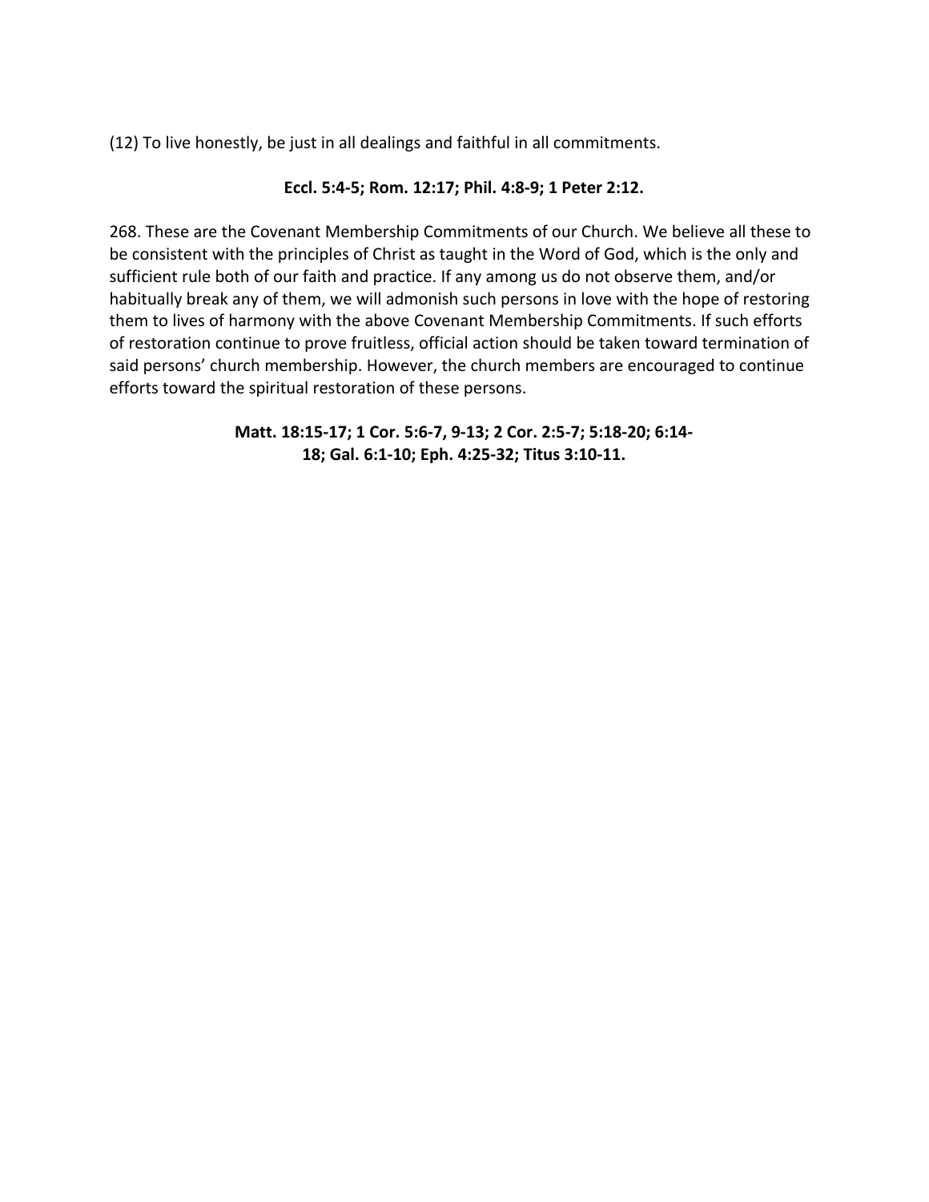(12) To live honestly, be just in all dealings and faithful in all commitments.

**Eccl. 5:4-5; Rom. 12:17; Phil. 4:8-9; 1 Peter 2:12.**

268. These are the Covenant Membership Commitments of our Church. We believe all these to be consistent with the principles of Christ as taught in the Word of God, which is the only and sufficient rule both of our faith and practice. If any among us do not observe them, and/or habitually break any of them, we will admonish such persons in love with the hope of restoring them to lives of harmony with the above Covenant Membership Commitments. If such efforts of restoration continue to prove fruitless, official action should be taken toward termination of said persons' church membership. However, the church members are encouraged to continue efforts toward the spiritual restoration of these persons.

**Matt. 18:15-17; 1 Cor. 5:6-7, 9-13; 2 Cor. 2:5-7; 5:18-20; 6:14-18; Gal. 6:1-10; Eph. 4:25-32; Titus 3:10-11.**